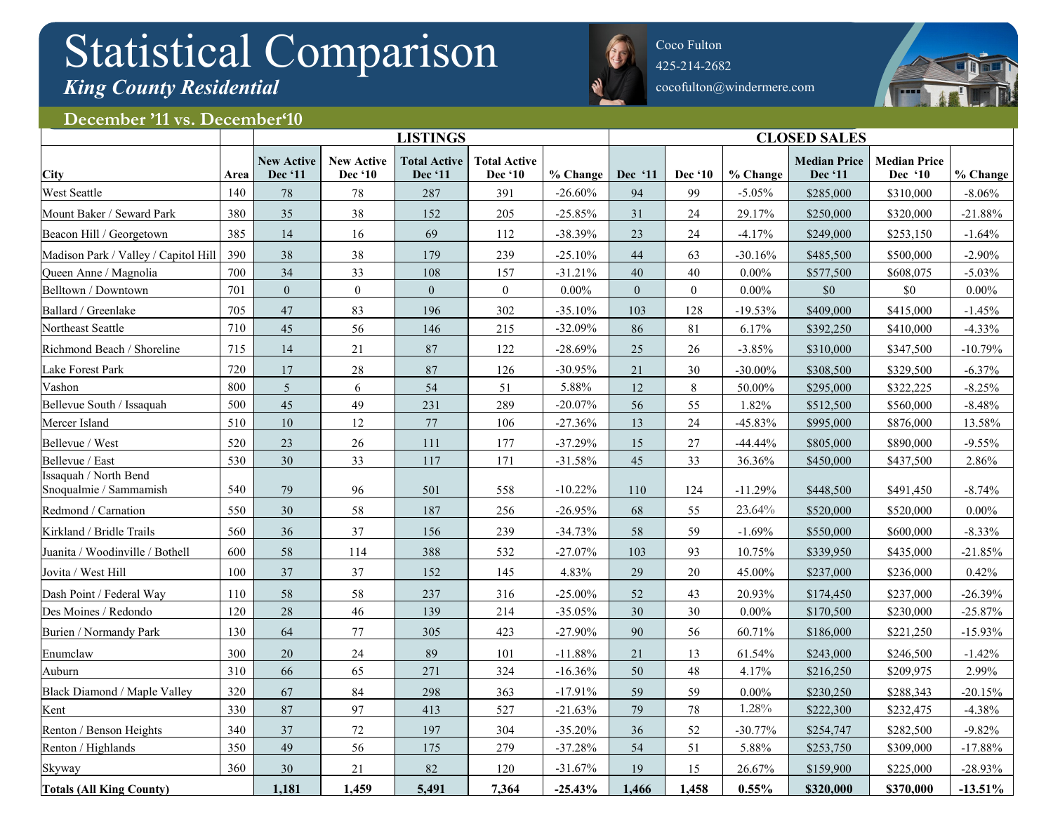# Statistical Comparison

***King County Residential***

Coco Fulton
425-214-2682
cocofulton@windermere.com

## December '11 vs. December'10

| | | LISTINGS | | | | | CLOSED SALES | | | | | |
|---|---|---|---|---|---|---|---|---|---|---|---|---|
| **City** | **Area** | **New Active Dec '11** | **New Active Dec '10** | **Total Active Dec '11** | **Total Active Dec '10** | **% Change** | **Dec '11** | **Dec '10** | **% Change** | **Median Price Dec '11** | **Median Price Dec '10** | **% Change** |
| West Seattle | 140 | 78 | 78 | 287 | 391 | -26.60% | 94 | 99 | -5.05% | $285,000 | $310,000 | -8.06% |
| Mount Baker / Seward Park | 380 | 35 | 38 | 152 | 205 | -25.85% | 31 | 24 | 29.17% | $250,000 | $320,000 | -21.88% |
| Beacon Hill / Georgetown | 385 | 14 | 16 | 69 | 112 | -38.39% | 23 | 24 | -4.17% | $249,000 | $253,150 | -1.64% |
| Madison Park / Valley / Capitol Hill | 390 | 38 | 38 | 179 | 239 | -25.10% | 44 | 63 | -30.16% | $485,500 | $500,000 | -2.90% |
| Queen Anne / Magnolia | 700 | 34 | 33 | 108 | 157 | -31.21% | 40 | 40 | 0.00% | $577,500 | $608,075 | -5.03% |
| Belltown / Downtown | 701 | 0 | 0 | 0 | 0 | 0.00% | 0 | 0 | 0.00% | $0 | $0 | 0.00% |
| Ballard / Greenlake | 705 | 47 | 83 | 196 | 302 | -35.10% | 103 | 128 | -19.53% | $409,000 | $415,000 | -1.45% |
| Northeast Seattle | 710 | 45 | 56 | 146 | 215 | -32.09% | 86 | 81 | 6.17% | $392,250 | $410,000 | -4.33% |
| Richmond Beach / Shoreline | 715 | 14 | 21 | 87 | 122 | -28.69% | 25 | 26 | -3.85% | $310,000 | $347,500 | -10.79% |
| Lake Forest Park | 720 | 17 | 28 | 87 | 126 | -30.95% | 21 | 30 | -30.00% | $308,500 | $329,500 | -6.37% |
| Vashon | 800 | 5 | 6 | 54 | 51 | 5.88% | 12 | 8 | 50.00% | $295,000 | $322,225 | -8.25% |
| Bellevue South / Issaquah | 500 | 45 | 49 | 231 | 289 | -20.07% | 56 | 55 | 1.82% | $512,500 | $560,000 | -8.48% |
| Mercer Island | 510 | 10 | 12 | 77 | 106 | -27.36% | 13 | 24 | -45.83% | $995,000 | $876,000 | 13.58% |
| Bellevue / West | 520 | 23 | 26 | 111 | 177 | -37.29% | 15 | 27 | -44.44% | $805,000 | $890,000 | -9.55% |
| Bellevue / East | 530 | 30 | 33 | 117 | 171 | -31.58% | 45 | 33 | 36.36% | $450,000 | $437,500 | 2.86% |
| Issaquah / North Bend Snoqualmie / Sammamish | 540 | 79 | 96 | 501 | 558 | -10.22% | 110 | 124 | -11.29% | $448,500 | $491,450 | -8.74% |
| Redmond / Carnation | 550 | 30 | 58 | 187 | 256 | -26.95% | 68 | 55 | 23.64% | $520,000 | $520,000 | 0.00% |
| Kirkland / Bridle Trails | 560 | 36 | 37 | 156 | 239 | -34.73% | 58 | 59 | -1.69% | $550,000 | $600,000 | -8.33% |
| Juanita / Woodinville / Bothell | 600 | 58 | 114 | 388 | 532 | -27.07% | 103 | 93 | 10.75% | $339,950 | $435,000 | -21.85% |
| Jovita / West Hill | 100 | 37 | 37 | 152 | 145 | 4.83% | 29 | 20 | 45.00% | $237,000 | $236,000 | 0.42% |
| Dash Point / Federal Way | 110 | 58 | 58 | 237 | 316 | -25.00% | 52 | 43 | 20.93% | $174,450 | $237,000 | -26.39% |
| Des Moines / Redondo | 120 | 28 | 46 | 139 | 214 | -35.05% | 30 | 30 | 0.00% | $170,500 | $230,000 | -25.87% |
| Burien / Normandy Park | 130 | 64 | 77 | 305 | 423 | -27.90% | 90 | 56 | 60.71% | $186,000 | $221,250 | -15.93% |
| Enumclaw | 300 | 20 | 24 | 89 | 101 | -11.88% | 21 | 13 | 61.54% | $243,000 | $246,500 | -1.42% |
| Auburn | 310 | 66 | 65 | 271 | 324 | -16.36% | 50 | 48 | 4.17% | $216,250 | $209,975 | 2.99% |
| Black Diamond / Maple Valley | 320 | 67 | 84 | 298 | 363 | -17.91% | 59 | 59 | 0.00% | $230,250 | $288,343 | -20.15% |
| Kent | 330 | 87 | 97 | 413 | 527 | -21.63% | 79 | 78 | 1.28% | $222,300 | $232,475 | -4.38% |
| Renton / Benson Heights | 340 | 37 | 72 | 197 | 304 | -35.20% | 36 | 52 | -30.77% | $254,747 | $282,500 | -9.82% |
| Renton / Highlands | 350 | 49 | 56 | 175 | 279 | -37.28% | 54 | 51 | 5.88% | $253,750 | $309,000 | -17.88% |
| Skyway | 360 | 30 | 21 | 82 | 120 | -31.67% | 19 | 15 | 26.67% | $159,900 | $225,000 | -28.93% |
| **Totals (All King County)** | | **1,181** | **1,459** | **5,491** | **7,364** | **-25.43%** | **1,466** | **1,458** | **0.55%** | **$320,000** | **$370,000** | **-13.51%** |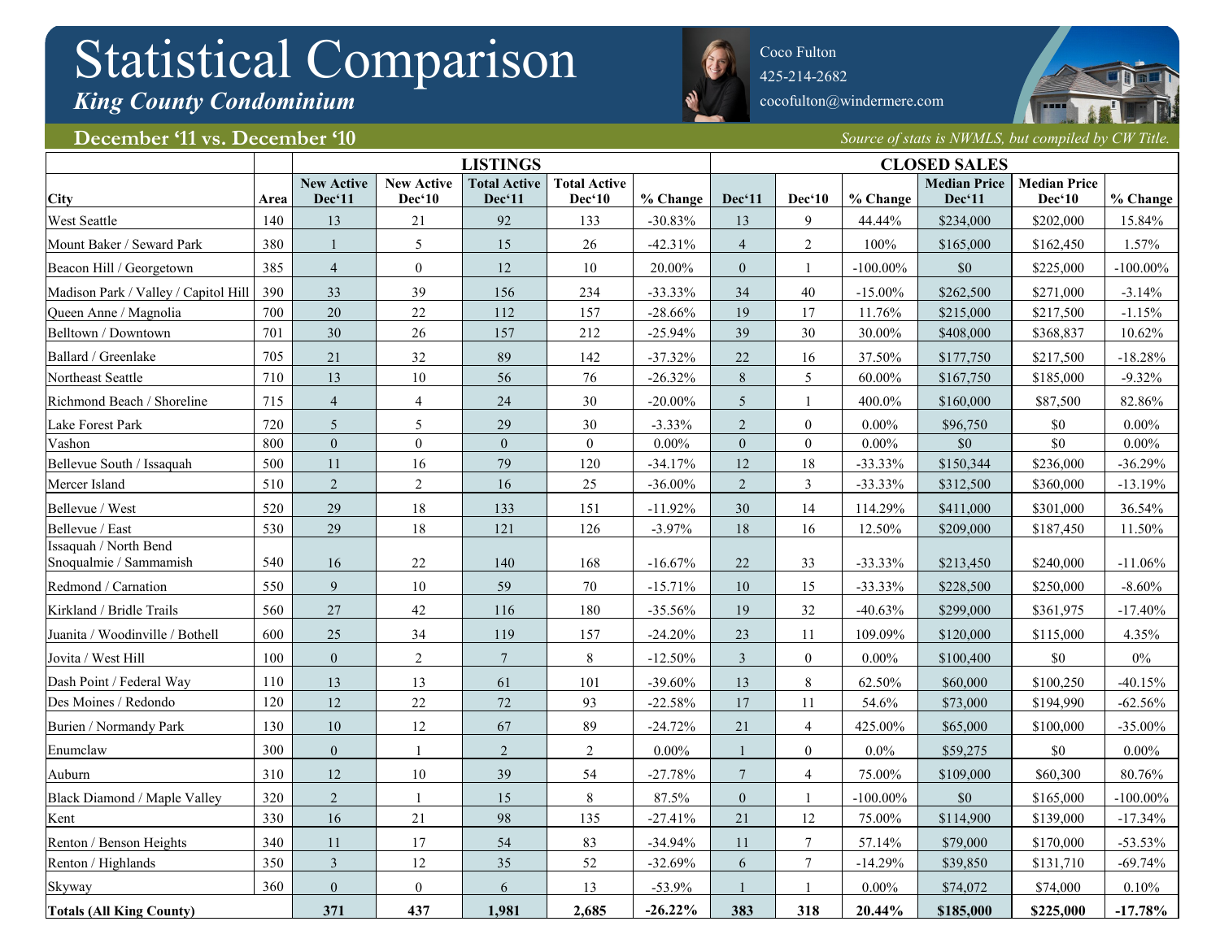# Statistical Comparison

***King County Condominium***

Coco Fulton
425-214-2682
cocofulton@windermere.com

## December '11 vs. December '10

*Source of stats is NWMLS, but compiled by CW Title.*

| | | LISTINGS | | | | | CLOSED SALES | | | | | |
|---|---|---|---|---|---|---|---|---|---|---|---|---|
| **City** | **Area** | **New Active Dec'11** | **New Active Dec'10** | **Total Active Dec'11** | **Total Active Dec'10** | **% Change** | **Dec'11** | **Dec'10** | **% Change** | **Median Price Dec'11** | **Median Price Dec'10** | **% Change** |
| West Seattle | 140 | 13 | 21 | 92 | 133 | -30.83% | 13 | 9 | 44.44% | $234,000 | $202,000 | 15.84% |
| Mount Baker / Seward Park | 380 | 1 | 5 | 15 | 26 | -42.31% | 4 | 2 | 100% | $165,000 | $162,450 | 1.57% |
| Beacon Hill / Georgetown | 385 | 4 | 0 | 12 | 10 | 20.00% | 0 | 1 | -100.00% | $0 | $225,000 | -100.00% |
| Madison Park / Valley / Capitol Hill | 390 | 33 | 39 | 156 | 234 | -33.33% | 34 | 40 | -15.00% | $262,500 | $271,000 | -3.14% |
| Queen Anne / Magnolia | 700 | 20 | 22 | 112 | 157 | -28.66% | 19 | 17 | 11.76% | $215,000 | $217,500 | -1.15% |
| Belltown / Downtown | 701 | 30 | 26 | 157 | 212 | -25.94% | 39 | 30 | 30.00% | $408,000 | $368,837 | 10.62% |
| Ballard / Greenlake | 705 | 21 | 32 | 89 | 142 | -37.32% | 22 | 16 | 37.50% | $177,750 | $217,500 | -18.28% |
| Northeast Seattle | 710 | 13 | 10 | 56 | 76 | -26.32% | 8 | 5 | 60.00% | $167,750 | $185,000 | -9.32% |
| Richmond Beach / Shoreline | 715 | 4 | 4 | 24 | 30 | -20.00% | 5 | 1 | 400.0% | $160,000 | $87,500 | 82.86% |
| Lake Forest Park | 720 | 5 | 5 | 29 | 30 | -3.33% | 2 | 0 | 0.00% | $96,750 | $0 | 0.00% |
| Vashon | 800 | 0 | 0 | 0 | 0 | 0.00% | 0 | 0 | 0.00% | $0 | $0 | 0.00% |
| Bellevue South / Issaquah | 500 | 11 | 16 | 79 | 120 | -34.17% | 12 | 18 | -33.33% | $150,344 | $236,000 | -36.29% |
| Mercer Island | 510 | 2 | 2 | 16 | 25 | -36.00% | 2 | 3 | -33.33% | $312,500 | $360,000 | -13.19% |
| Bellevue / West | 520 | 29 | 18 | 133 | 151 | -11.92% | 30 | 14 | 114.29% | $411,000 | $301,000 | 36.54% |
| Bellevue / East | 530 | 29 | 18 | 121 | 126 | -3.97% | 18 | 16 | 12.50% | $209,000 | $187,450 | 11.50% |
| Issaquah / North Bend Snoqualmie / Sammamish | 540 | 16 | 22 | 140 | 168 | -16.67% | 22 | 33 | -33.33% | $213,450 | $240,000 | -11.06% |
| Redmond / Carnation | 550 | 9 | 10 | 59 | 70 | -15.71% | 10 | 15 | -33.33% | $228,500 | $250,000 | -8.60% |
| Kirkland / Bridle Trails | 560 | 27 | 42 | 116 | 180 | -35.56% | 19 | 32 | -40.63% | $299,000 | $361,975 | -17.40% |
| Juanita / Woodinville / Bothell | 600 | 25 | 34 | 119 | 157 | -24.20% | 23 | 11 | 109.09% | $120,000 | $115,000 | 4.35% |
| Jovita / West Hill | 100 | 0 | 2 | 7 | 8 | -12.50% | 3 | 0 | 0.00% | $100,400 | $0 | 0% |
| Dash Point / Federal Way | 110 | 13 | 13 | 61 | 101 | -39.60% | 13 | 8 | 62.50% | $60,000 | $100,250 | -40.15% |
| Des Moines / Redondo | 120 | 12 | 22 | 72 | 93 | -22.58% | 17 | 11 | 54.6% | $73,000 | $194,990 | -62.56% |
| Burien / Normandy Park | 130 | 10 | 12 | 67 | 89 | -24.72% | 21 | 4 | 425.00% | $65,000 | $100,000 | -35.00% |
| Enumclaw | 300 | 0 | 1 | 2 | 2 | 0.00% | 1 | 0 | 0.0% | $59,275 | $0 | 0.00% |
| Auburn | 310 | 12 | 10 | 39 | 54 | -27.78% | 7 | 4 | 75.00% | $109,000 | $60,300 | 80.76% |
| Black Diamond / Maple Valley | 320 | 2 | 1 | 15 | 8 | 87.5% | 0 | 1 | -100.00% | $0 | $165,000 | -100.00% |
| Kent | 330 | 16 | 21 | 98 | 135 | -27.41% | 21 | 12 | 75.00% | $114,900 | $139,000 | -17.34% |
| Renton / Benson Heights | 340 | 11 | 17 | 54 | 83 | -34.94% | 11 | 7 | 57.14% | $79,000 | $170,000 | -53.53% |
| Renton / Highlands | 350 | 3 | 12 | 35 | 52 | -32.69% | 6 | 7 | -14.29% | $39,850 | $131,710 | -69.74% |
| Skyway | 360 | 0 | 0 | 6 | 13 | -53.9% | 1 | 1 | 0.00% | $74,072 | $74,000 | 0.10% |
| **Totals (All King County)** | | **371** | **437** | **1,981** | **2,685** | **-26.22%** | **383** | **318** | **20.44%** | **$185,000** | **$225,000** | **-17.78%** |